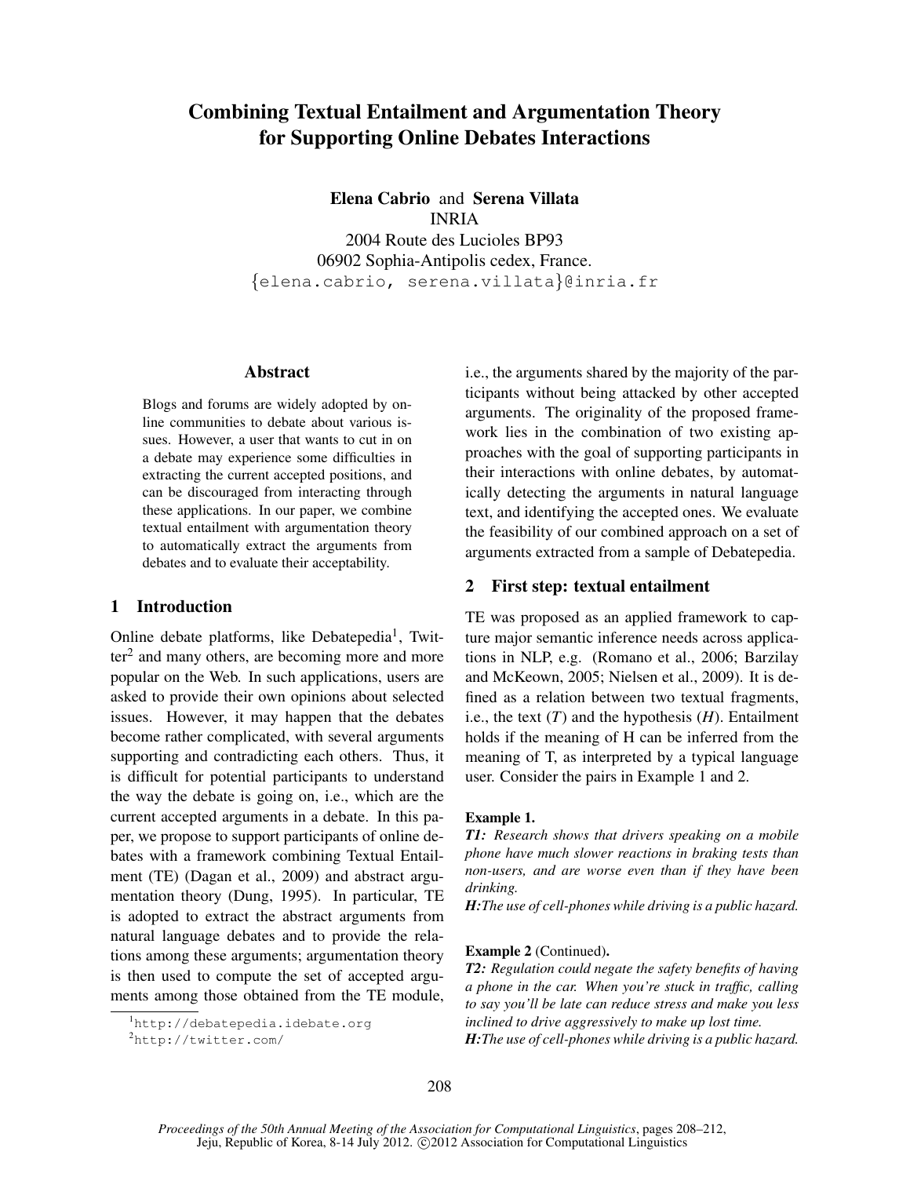# Combining Textual Entailment and Argumentation Theory for Supporting Online Debates Interactions

**Elena Cabrio** and **Serena Villata**
INRIA
2004 Route des Lucioles BP93
06902 Sophia-Antipolis cedex, France.
{elena.cabrio, serena.villata}@inria.fr

## Abstract

Blogs and forums are widely adopted by online communities to debate about various issues. However, a user that wants to cut in on a debate may experience some difficulties in extracting the current accepted positions, and can be discouraged from interacting through these applications. In our paper, we combine textual entailment with argumentation theory to automatically extract the arguments from debates and to evaluate their acceptability.

## 1 Introduction

Online debate platforms, like Debatepedia[1], Twitter[2] and many others, are becoming more and more popular on the Web. In such applications, users are asked to provide their own opinions about selected issues. However, it may happen that the debates become rather complicated, with several arguments supporting and contradicting each others. Thus, it is difficult for potential participants to understand the way the debate is going on, i.e., which are the current accepted arguments in a debate. In this paper, we propose to support participants of online debates with a framework combining Textual Entailment (TE) (Dagan et al., 2009) and abstract argumentation theory (Dung, 1995). In particular, TE is adopted to extract the abstract arguments from natural language debates and to provide the relations among these arguments; argumentation theory is then used to compute the set of accepted arguments among those obtained from the TE module, i.e., the arguments shared by the majority of the participants without being attacked by other accepted arguments. The originality of the proposed framework lies in the combination of two existing approaches with the goal of supporting participants in their interactions with online debates, by automatically detecting the arguments in natural language text, and identifying the accepted ones. We evaluate the feasibility of our combined approach on a set of arguments extracted from a sample of Debatepedia.

[1] http://debatepedia.idebate.org

[2] http://twitter.com/

## 2 First step: textual entailment

TE was proposed as an applied framework to capture major semantic inference needs across applications in NLP, e.g. (Romano et al., 2006; Barzilay and McKeown, 2005; Nielsen et al., 2009). It is defined as a relation between two textual fragments, i.e., the text (*T*) and the hypothesis (*H*). Entailment holds if the meaning of H can be inferred from the meaning of T, as interpreted by a typical language user. Consider the pairs in Example 1 and 2.

**Example 1.**
***T1:*** *Research shows that drivers speaking on a mobile phone have much slower reactions in braking tests than non-users, and are worse even than if they have been drinking.*
***H:*** *The use of cell-phones while driving is a public hazard.*

**Example 2** (Continued)**.**
***T2:*** *Regulation could negate the safety benefits of having a phone in the car. When you're stuck in traffic, calling to say you'll be late can reduce stress and make you less inclined to drive aggressively to make up lost time.*
***H:*** *The use of cell-phones while driving is a public hazard.*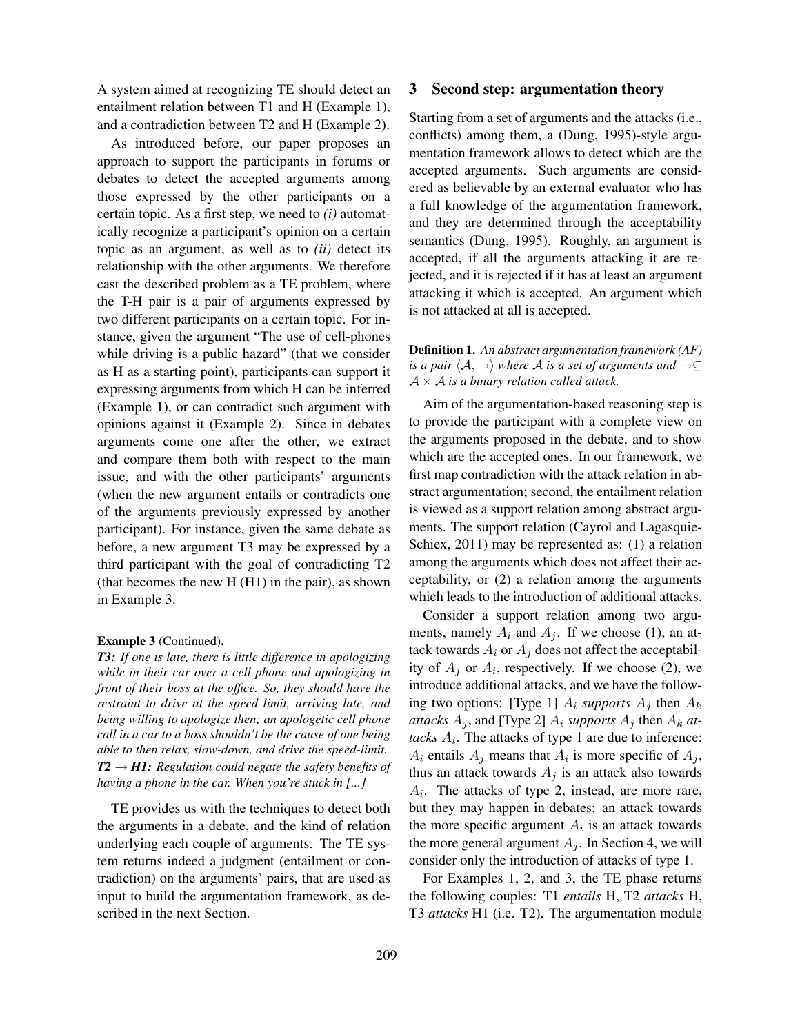A system aimed at recognizing TE should detect an entailment relation between T1 and H (Example 1), and a contradiction between T2 and H (Example 2).

As introduced before, our paper proposes an approach to support the participants in forums or debates to detect the accepted arguments among those expressed by the other participants on a certain topic. As a first step, we need to *(i)* automatically recognize a participant's opinion on a certain topic as an argument, as well as to *(ii)* detect its relationship with the other arguments. We therefore cast the described problem as a TE problem, where the T-H pair is a pair of arguments expressed by two different participants on a certain topic. For instance, given the argument "The use of cell-phones while driving is a public hazard" (that we consider as H as a starting point), participants can support it expressing arguments from which H can be inferred (Example 1), or can contradict such argument with opinions against it (Example 2). Since in debates arguments come one after the other, we extract and compare them both with respect to the main issue, and with the other participants' arguments (when the new argument entails or contradicts one of the arguments previously expressed by another participant). For instance, given the same debate as before, a new argument T3 may be expressed by a third participant with the goal of contradicting T2 (that becomes the new H (H1) in the pair), as shown in Example 3.

**Example 3** (Continued)**.**
***T3:*** *If one is late, there is little difference in apologizing while in their car over a cell phone and apologizing in front of their boss at the office. So, they should have the restraint to drive at the speed limit, arriving late, and being willing to apologize then; an apologetic cell phone call in a car to a boss shouldn't be the cause of one being able to then relax, slow-down, and drive the speed-limit.*
***T2*** $\rightarrow$ ***H1:*** *Regulation could negate the safety benefits of having a phone in the car. When you're stuck in [...]*

TE provides us with the techniques to detect both the arguments in a debate, and the kind of relation underlying each couple of arguments. The TE system returns indeed a judgment (entailment or contradiction) on the arguments' pairs, that are used as input to build the argumentation framework, as described in the next Section.

## 3 Second step: argumentation theory

Starting from a set of arguments and the attacks (i.e., conflicts) among them, a (Dung, 1995)-style argumentation framework allows to detect which are the accepted arguments. Such arguments are considered as believable by an external evaluator who has a full knowledge of the argumentation framework, and they are determined through the acceptability semantics (Dung, 1995). Roughly, an argument is accepted, if all the arguments attacking it are rejected, and it is rejected if it has at least an argument attacking it which is accepted. An argument which is not attacked at all is accepted.

**Definition 1.** *An abstract argumentation framework (AF) is a pair* $\langle \mathcal{A}, \rightarrow \rangle$ *where* $\mathcal{A}$ *is a set of arguments and* $\rightarrow \subseteq \mathcal{A} \times \mathcal{A}$ *is a binary relation called attack.*

Aim of the argumentation-based reasoning step is to provide the participant with a complete view on the arguments proposed in the debate, and to show which are the accepted ones. In our framework, we first map contradiction with the attack relation in abstract argumentation; second, the entailment relation is viewed as a support relation among abstract arguments. The support relation (Cayrol and Lagasquie-Schiex, 2011) may be represented as: (1) a relation among the arguments which does not affect their acceptability, or (2) a relation among the arguments which leads to the introduction of additional attacks.

Consider a support relation among two arguments, namely $A_i$ and $A_j$. If we choose (1), an attack towards $A_i$ or $A_j$ does not affect the acceptability of $A_j$ or $A_i$, respectively. If we choose (2), we introduce additional attacks, and we have the following two options: [Type 1] $A_i$ *supports* $A_j$ then $A_k$ *attacks* $A_j$, and [Type 2] $A_i$ *supports* $A_j$ then $A_k$ *attacks* $A_i$. The attacks of type 1 are due to inference: $A_i$ entails $A_j$ means that $A_i$ is more specific of $A_j$, thus an attack towards $A_j$ is an attack also towards $A_i$. The attacks of type 2, instead, are more rare, but they may happen in debates: an attack towards the more specific argument $A_i$ is an attack towards the more general argument $A_j$. In Section 4, we will consider only the introduction of attacks of type 1.

For Examples 1, 2, and 3, the TE phase returns the following couples: T1 *entails* H, T2 *attacks* H, T3 *attacks* H1 (i.e. T2). The argumentation module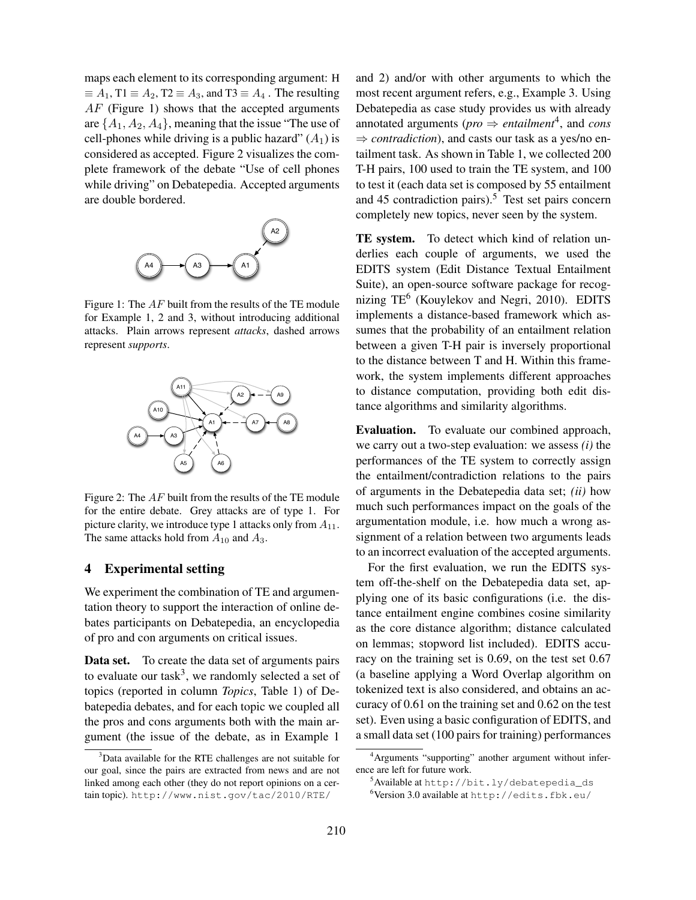maps each element to its corresponding argument: H $\equiv A_1$, T1 $\equiv A_2$, T2 $\equiv A_3$, and T3 $\equiv A_4$ . The resulting $AF$ (Figure 1) shows that the accepted arguments are $\{A_1, A_2, A_4\}$, meaning that the issue "The use of cell-phones while driving is a public hazard" ($A_1$) is considered as accepted. Figure 2 visualizes the complete framework of the debate "Use of cell phones while driving" on Debatepedia. Accepted arguments are double bordered.

Figure 1: The $AF$ built from the results of the TE module for Example 1, 2 and 3, without introducing additional attacks. Plain arrows represent *attacks*, dashed arrows represent *supports*.

Figure 2: The $AF$ built from the results of the TE module for the entire debate. Grey attacks are of type 1. For picture clarity, we introduce type 1 attacks only from $A_{11}$. The same attacks hold from $A_{10}$ and $A_3$.

## 4 Experimental setting

We experiment the combination of TE and argumentation theory to support the interaction of online debates participants on Debatepedia, an encyclopedia of pro and con arguments on critical issues.

**Data set.** To create the data set of arguments pairs to evaluate our task[3], we randomly selected a set of topics (reported in column *Topics*, Table 1) of Debatepedia debates, and for each topic we coupled all the pros and cons arguments both with the main argument (the issue of the debate, as in Example 1 and 2) and/or with other arguments to which the most recent argument refers, e.g., Example 3. Using Debatepedia as case study provides us with already annotated arguments (*pro* $\Rightarrow$ *entailment*[4], and *cons* $\Rightarrow$ *contradiction*), and casts our task as a yes/no entailment task. As shown in Table 1, we collected 200 T-H pairs, 100 used to train the TE system, and 100 to test it (each data set is composed by 55 entailment and 45 contradiction pairs).[5] Test set pairs concern completely new topics, never seen by the system.

**TE system.** To detect which kind of relation underlies each couple of arguments, we used the EDITS system (Edit Distance Textual Entailment Suite), an open-source software package for recognizing TE[6] (Kouylekov and Negri, 2010). EDITS implements a distance-based framework which assumes that the probability of an entailment relation between a given T-H pair is inversely proportional to the distance between T and H. Within this framework, the system implements different approaches to distance computation, providing both edit distance algorithms and similarity algorithms.

**Evaluation.** To evaluate our combined approach, we carry out a two-step evaluation: we assess *(i)* the performances of the TE system to correctly assign the entailment/contradiction relations to the pairs of arguments in the Debatepedia data set; *(ii)* how much such performances impact on the goals of the argumentation module, i.e. how much a wrong assignment of a relation between two arguments leads to an incorrect evaluation of the accepted arguments.

For the first evaluation, we run the EDITS system off-the-shelf on the Debatepedia data set, applying one of its basic configurations (i.e. the distance entailment engine combines cosine similarity as the core distance algorithm; distance calculated on lemmas; stopword list included). EDITS accuracy on the training set is 0.69, on the test set 0.67 (a baseline applying a Word Overlap algorithm on tokenized text is also considered, and obtains an accuracy of 0.61 on the training set and 0.62 on the test set). Even using a basic configuration of EDITS, and a small data set (100 pairs for training) performances

[3] Data available for the RTE challenges are not suitable for our goal, since the pairs are extracted from news and are not linked among each other (they do not report opinions on a certain topic). http://www.nist.gov/tac/2010/RTE/

[4] Arguments "supporting" another argument without inference are left for future work.

[5] Available at http://bit.ly/debatepedia_ds

[6] Version 3.0 available at http://edits.fbk.eu/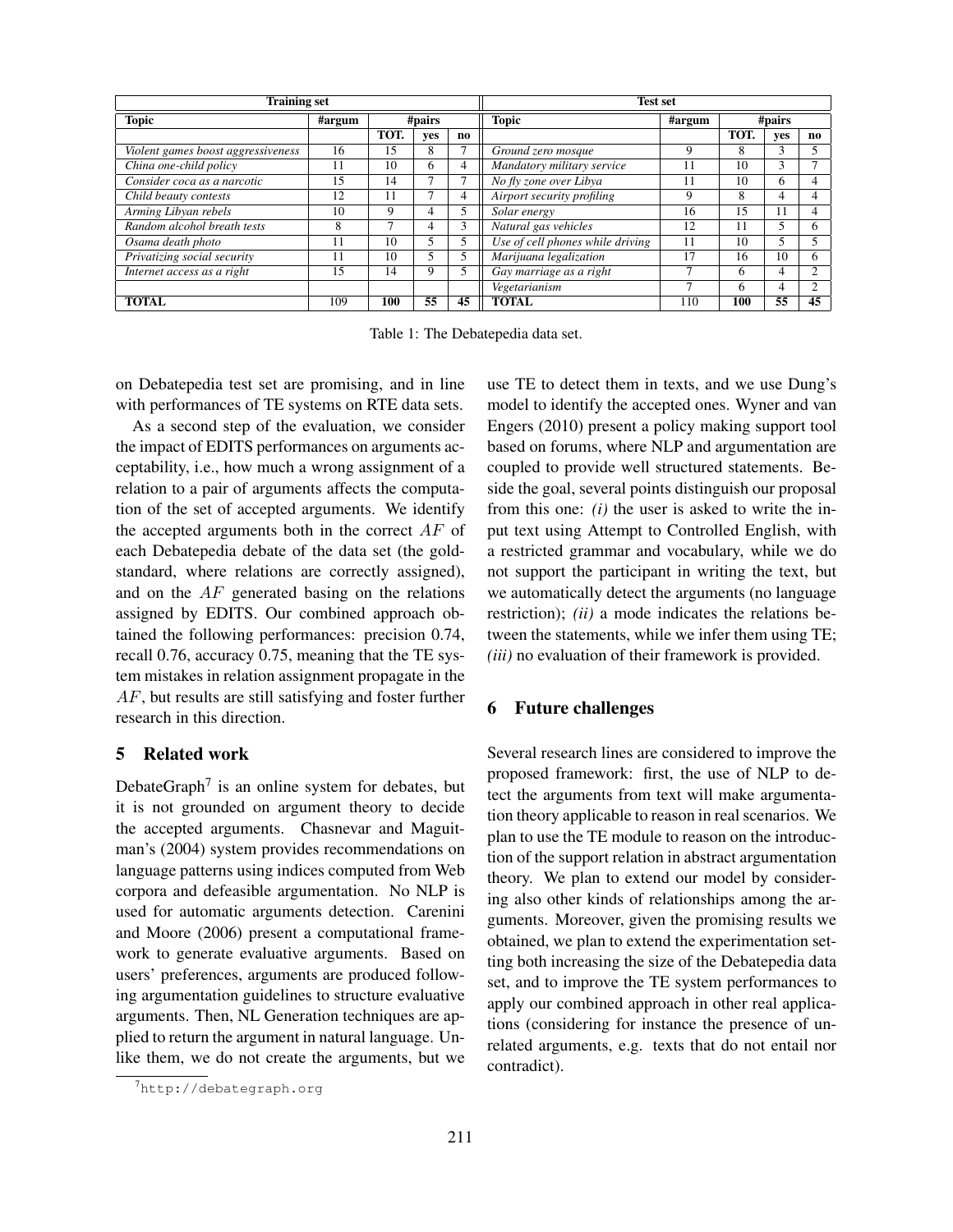| Training set | | | | | Test set | | | | |
|---|---|---|---|---|---|---|---|---|---|
| **Topic** | **#argum** | **#pairs** | | | **Topic** | **#argum** | **#pairs** | | |
| | | **TOT.** | **yes** | **no** | | | **TOT.** | **yes** | **no** |
| *Violent games boost aggressiveness* | 16 | 15 | 8 | 7 | *Ground zero mosque* | 9 | 8 | 3 | 5 |
| *China one-child policy* | 11 | 10 | 6 | 4 | *Mandatory military service* | 11 | 10 | 3 | 7 |
| *Consider coca as a narcotic* | 15 | 14 | 7 | 7 | *No fly zone over Libya* | 11 | 10 | 6 | 4 |
| *Child beauty contests* | 12 | 11 | 7 | 4 | *Airport security profiling* | 9 | 8 | 4 | 4 |
| *Arming Libyan rebels* | 10 | 9 | 4 | 5 | *Solar energy* | 16 | 15 | 11 | 4 |
| *Random alcohol breath tests* | 8 | 7 | 4 | 3 | *Natural gas vehicles* | 12 | 11 | 5 | 6 |
| *Osama death photo* | 11 | 10 | 5 | 5 | *Use of cell phones while driving* | 11 | 10 | 5 | 5 |
| *Privatizing social security* | 11 | 10 | 5 | 5 | *Marijuana legalization* | 17 | 16 | 10 | 6 |
| *Internet access as a right* | 15 | 14 | 9 | 5 | *Gay marriage as a right* | 7 | 6 | 4 | 2 |
| | | | | | *Vegetarianism* | 7 | 6 | 4 | 2 |
| **TOTAL** | 109 | **100** | **55** | **45** | **TOTAL** | 110 | **100** | **55** | **45** |

Table 1: The Debatepedia data set.

on Debatepedia test set are promising, and in line with performances of TE systems on RTE data sets.

As a second step of the evaluation, we consider the impact of EDITS performances on arguments acceptability, i.e., how much a wrong assignment of a relation to a pair of arguments affects the computation of the set of accepted arguments. We identify the accepted arguments both in the correct $AF$ of each Debatepedia debate of the data set (the gold-standard, where relations are correctly assigned), and on the $AF$ generated basing on the relations assigned by EDITS. Our combined approach obtained the following performances: precision 0.74, recall 0.76, accuracy 0.75, meaning that the TE system mistakes in relation assignment propagate in the $AF$, but results are still satisfying and foster further research in this direction.

## 5 Related work

DebateGraph[7] is an online system for debates, but it is not grounded on argument theory to decide the accepted arguments. Chasnevar and Maguitman's (2004) system provides recommendations on language patterns using indices computed from Web corpora and defeasible argumentation. No NLP is used for automatic arguments detection. Carenini and Moore (2006) present a computational framework to generate evaluative arguments. Based on users' preferences, arguments are produced following argumentation guidelines to structure evaluative arguments. Then, NL Generation techniques are applied to return the argument in natural language. Unlike them, we do not create the arguments, but we use TE to detect them in texts, and we use Dung's model to identify the accepted ones. Wyner and van Engers (2010) present a policy making support tool based on forums, where NLP and argumentation are coupled to provide well structured statements. Beside the goal, several points distinguish our proposal from this one: *(i)* the user is asked to write the input text using Attempt to Controlled English, with a restricted grammar and vocabulary, while we do not support the participant in writing the text, but we automatically detect the arguments (no language restriction); *(ii)* a mode indicates the relations between the statements, while we infer them using TE; *(iii)* no evaluation of their framework is provided.

## 6 Future challenges

Several research lines are considered to improve the proposed framework: first, the use of NLP to detect the arguments from text will make argumentation theory applicable to reason in real scenarios. We plan to use the TE module to reason on the introduction of the support relation in abstract argumentation theory. We plan to extend our model by considering also other kinds of relationships among the arguments. Moreover, given the promising results we obtained, we plan to extend the experimentation setting both increasing the size of the Debatepedia data set, and to improve the TE system performances to apply our combined approach in other real applications (considering for instance the presence of unrelated arguments, e.g. texts that do not entail nor contradict).

[7] http://debategraph.org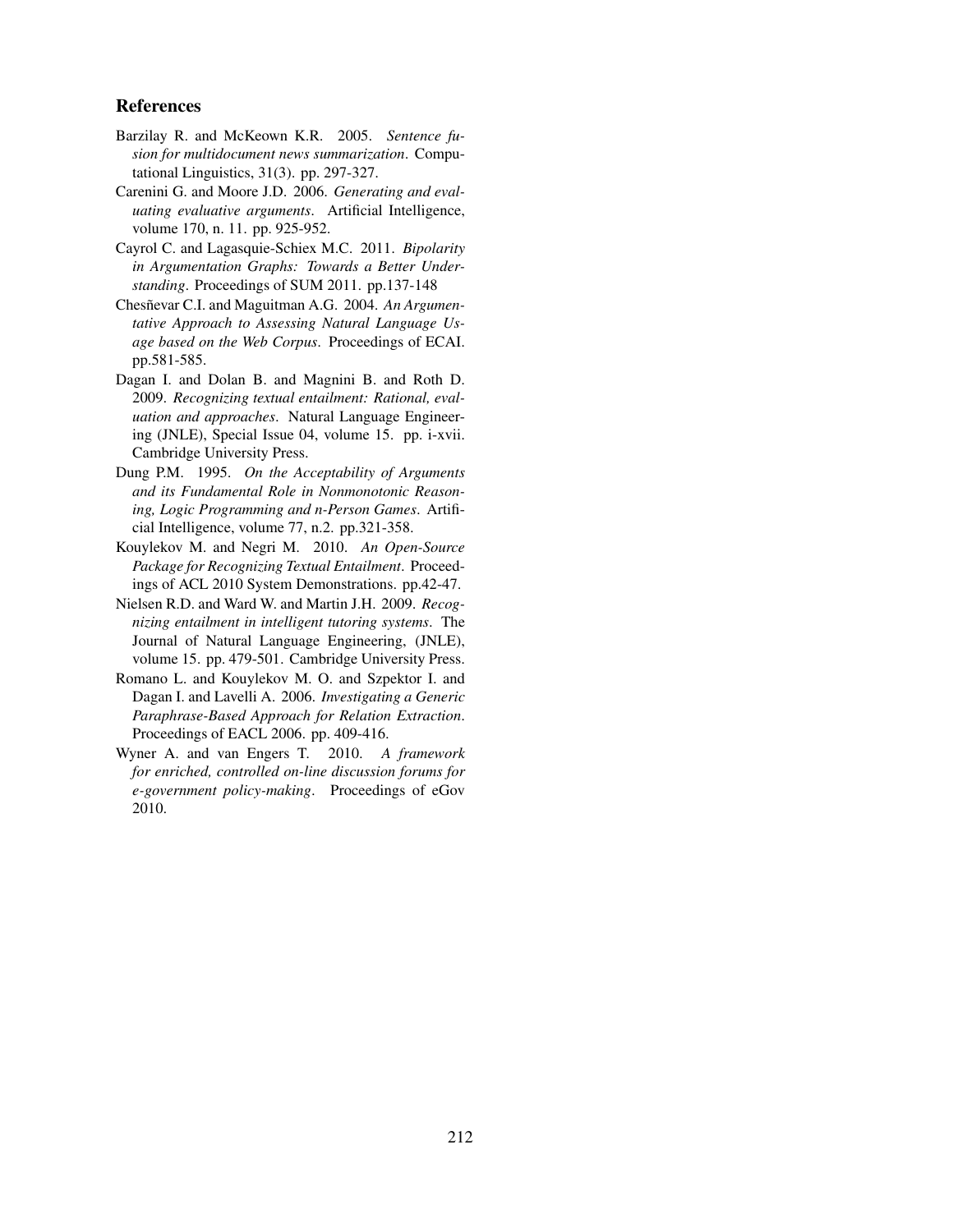## References

Barzilay R. and McKeown K.R. 2005. *Sentence fusion for multidocument news summarization*. Computational Linguistics, 31(3). pp. 297-327.

Carenini G. and Moore J.D. 2006. *Generating and evaluating evaluative arguments*. Artificial Intelligence, volume 170, n. 11. pp. 925-952.

Cayrol C. and Lagasquie-Schiex M.C. 2011. *Bipolarity in Argumentation Graphs: Towards a Better Understanding*. Proceedings of SUM 2011. pp.137-148

Chesñevar C.I. and Maguitman A.G. 2004. *An Argumentative Approach to Assessing Natural Language Usage based on the Web Corpus*. Proceedings of ECAI. pp.581-585.

Dagan I. and Dolan B. and Magnini B. and Roth D. 2009. *Recognizing textual entailment: Rational, evaluation and approaches*. Natural Language Engineering (JNLE), Special Issue 04, volume 15. pp. i-xvii. Cambridge University Press.

Dung P.M. 1995. *On the Acceptability of Arguments and its Fundamental Role in Nonmonotonic Reasoning, Logic Programming and n-Person Games*. Artificial Intelligence, volume 77, n.2. pp.321-358.

Kouylekov M. and Negri M. 2010. *An Open-Source Package for Recognizing Textual Entailment*. Proceedings of ACL 2010 System Demonstrations. pp.42-47.

Nielsen R.D. and Ward W. and Martin J.H. 2009. *Recognizing entailment in intelligent tutoring systems*. The Journal of Natural Language Engineering, (JNLE), volume 15. pp. 479-501. Cambridge University Press.

Romano L. and Kouylekov M. O. and Szpektor I. and Dagan I. and Lavelli A. 2006. *Investigating a Generic Paraphrase-Based Approach for Relation Extraction*. Proceedings of EACL 2006. pp. 409-416.

Wyner A. and van Engers T. 2010. *A framework for enriched, controlled on-line discussion forums for e-government policy-making*. Proceedings of eGov 2010.